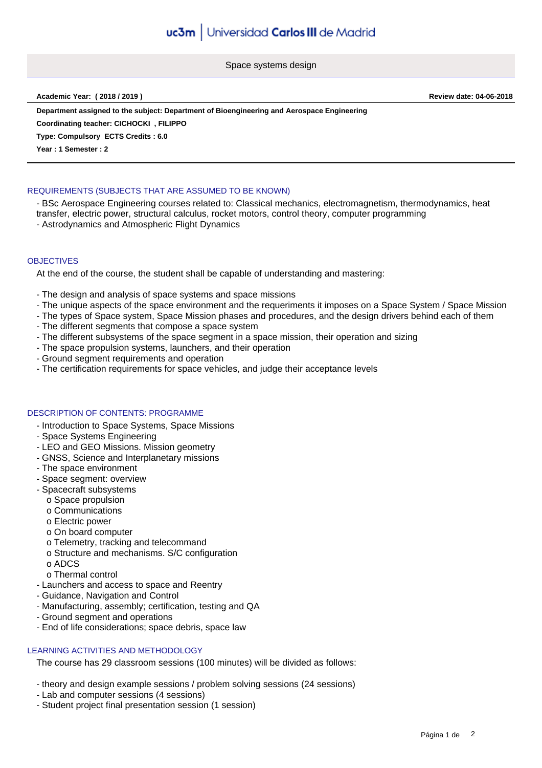# Space systems design

**Academic Year: ( 2018 / 2019 )** **Review date: 04-06-2018**

**Department assigned to the subject: Department of Bioengineering and Aerospace Engineering**

**Coordinating teacher: CICHOCKI , FILIPPO**

**Type: Compulsory ECTS Credits : 6.0**

**Year : 1 Semester : 2**

## REQUIREMENTS (SUBJECTS THAT ARE ASSUMED TO BE KNOWN)

- BSc Aerospace Engineering courses related to: Classical mechanics, electromagnetism, thermodynamics, heat transfer, electric power, structural calculus, rocket motors, control theory, computer programming
- Astrodynamics and Atmospheric Flight Dynamics

## OBJECTIVES

At the end of the course, the student shall be capable of understanding and mastering:

- The design and analysis of space systems and space missions
- The unique aspects of the space environment and the requeriments it imposes on a Space System / Space Mission
- The types of Space system, Space Mission phases and procedures, and the design drivers behind each of them
- The different segments that compose a space system
- The different subsystems of the space segment in a space mission, their operation and sizing
- The space propulsion systems, launchers, and their operation
- Ground segment requirements and operation
- The certification requirements for space vehicles, and judge their acceptance levels

## DESCRIPTION OF CONTENTS: PROGRAMME

- Introduction to Space Systems, Space Missions
- Space Systems Engineering
- LEO and GEO Missions. Mission geometry
- GNSS, Science and Interplanetary missions
- The space environment
- Space segment: overview
- Spacecraft subsystems
  - o Space propulsion
  - o Communications
  - o Electric power
  - o On board computer
  - o Telemetry, tracking and telecommand
  - o Structure and mechanisms. S/C configuration
  - o ADCS
  - o Thermal control
- Launchers and access to space and Reentry
- Guidance, Navigation and Control
- Manufacturing, assembly; certification, testing and QA
- Ground segment and operations
- End of life considerations; space debris, space law

## LEARNING ACTIVITIES AND METHODOLOGY

The course has 29 classroom sessions (100 minutes) will be divided as follows:

- theory and design example sessions / problem solving sessions (24 sessions)
- Lab and computer sessions (4 sessions)
- Student project final presentation session (1 session)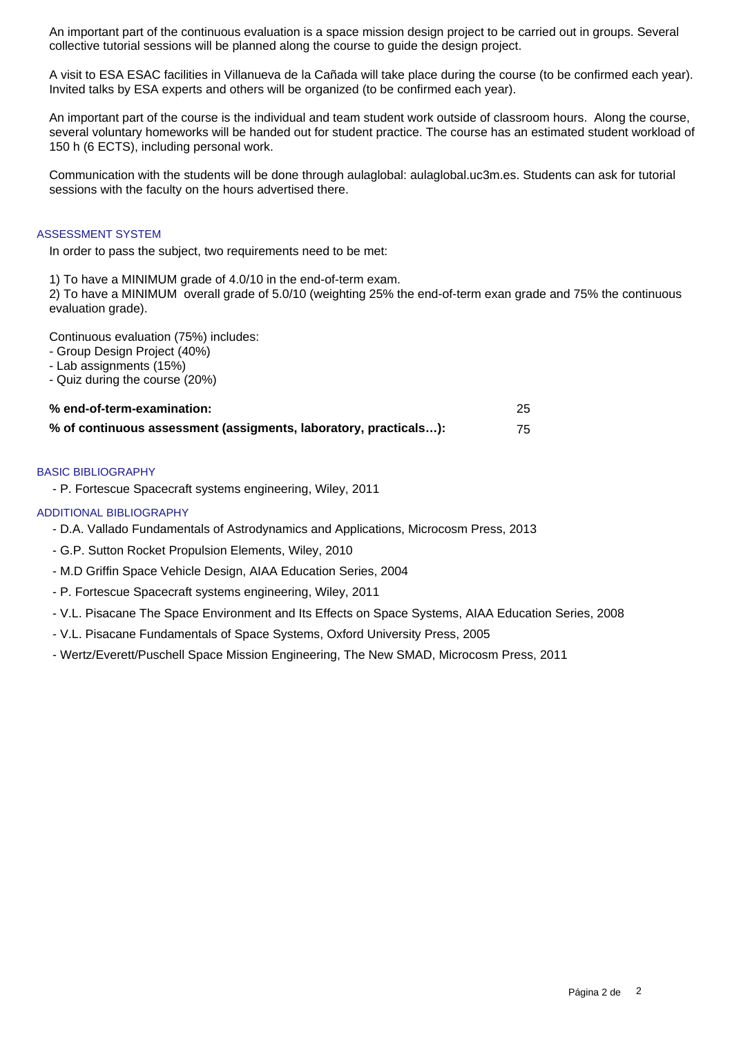An important part of the continuous evaluation is a space mission design project to be carried out in groups. Several collective tutorial sessions will be planned along the course to guide the design project.

A visit to ESA ESAC facilities in Villanueva de la Cañada will take place during the course (to be confirmed each year). Invited talks by ESA experts and others will be organized (to be confirmed each year).

An important part of the course is the individual and team student work outside of classroom hours. Along the course, several voluntary homeworks will be handed out for student practice. The course has an estimated student workload of 150 h (6 ECTS), including personal work.

Communication with the students will be done through aulaglobal: aulaglobal.uc3m.es. Students can ask for tutorial sessions with the faculty on the hours advertised there.

## ASSESSMENT SYSTEM

In order to pass the subject, two requirements need to be met:

1) To have a MINIMUM grade of 4.0/10 in the end-of-term exam.
2) To have a MINIMUM overall grade of 5.0/10 (weighting 25% the end-of-term exan grade and 75% the continuous evaluation grade).

Continuous evaluation (75%) includes:
- Group Design Project (40%)
- Lab assignments (15%)
- Quiz during the course (20%)

| | |
|---|---|
| **% end-of-term-examination:** | 25 |
| **% of continuous assessment (assigments, laboratory, practicals…):** | 75 |

## BASIC BIBLIOGRAPHY

- P. Fortescue Spacecraft systems engineering, Wiley, 2011

## ADDITIONAL BIBLIOGRAPHY

- D.A. Vallado Fundamentals of Astrodynamics and Applications, Microcosm Press, 2013
- G.P. Sutton Rocket Propulsion Elements, Wiley, 2010
- M.D Griffin Space Vehicle Design, AIAA Education Series, 2004
- P. Fortescue Spacecraft systems engineering, Wiley, 2011
- V.L. Pisacane The Space Environment and Its Effects on Space Systems, AIAA Education Series, 2008
- V.L. Pisacane Fundamentals of Space Systems, Oxford University Press, 2005
- Wertz/Everett/Puschell Space Mission Engineering, The New SMAD, Microcosm Press, 2011